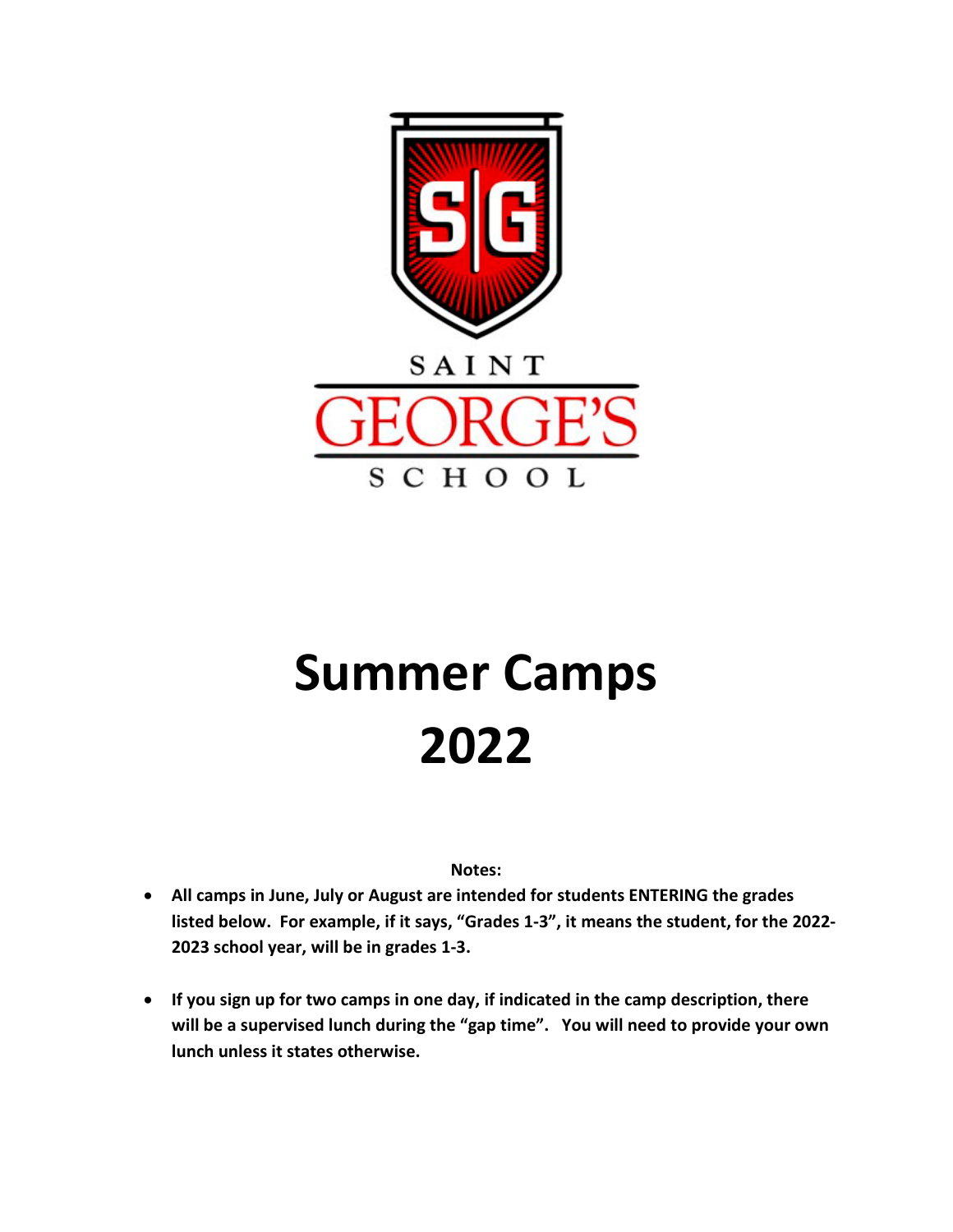SAINT GEORGE'S SCHOOL

# Summer Camps 2022

**Notes:**

- **All camps in June, July or August are intended for students ENTERING the grades listed below. For example, if it says, "Grades 1-3", it means the student, for the 2022-2023 school year, will be in grades 1-3.**
- **If you sign up for two camps in one day, if indicated in the camp description, there will be a supervised lunch during the "gap time". You will need to provide your own lunch unless it states otherwise.**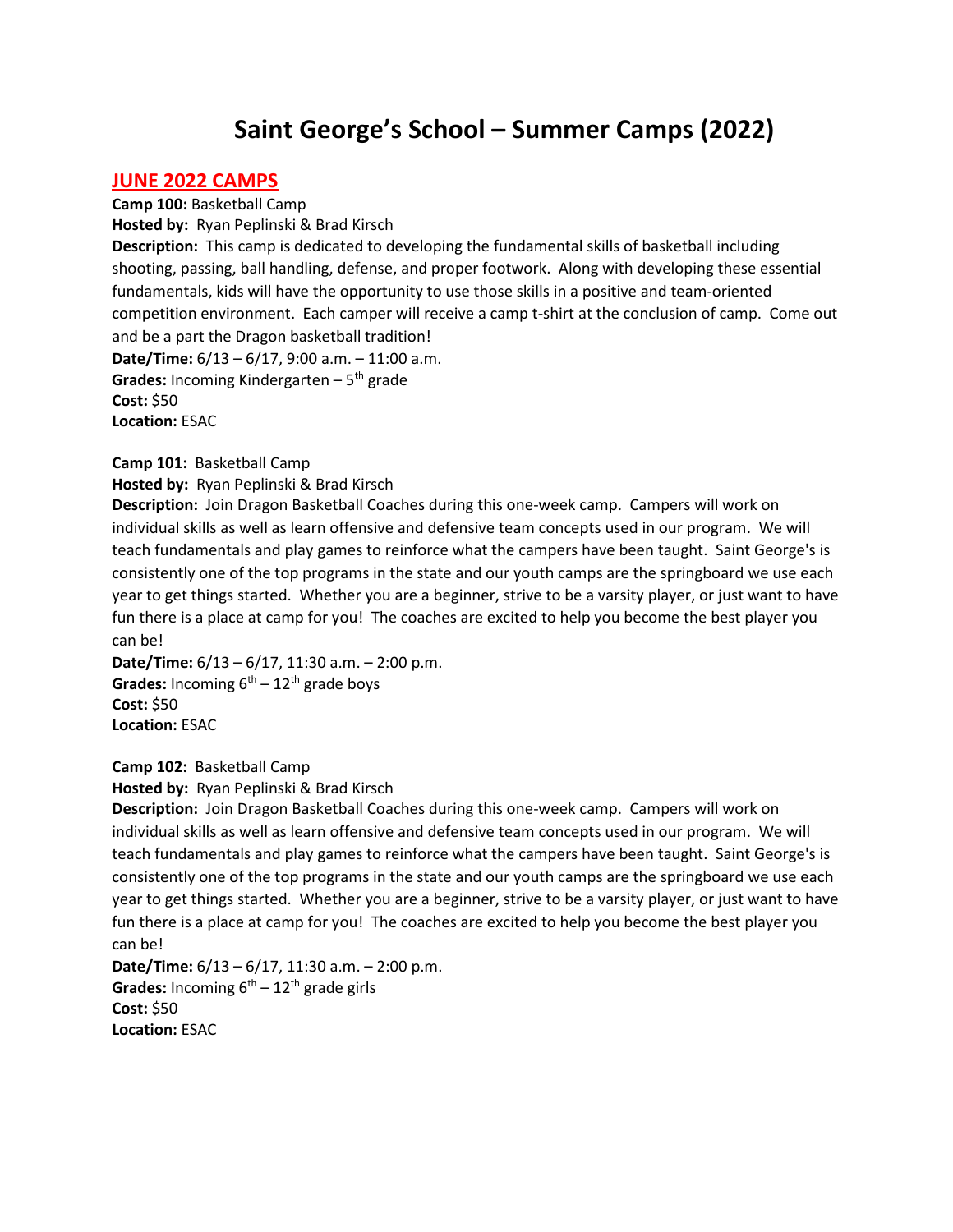# Saint George's School – Summer Camps (2022)

## JUNE 2022 CAMPS

**Camp 100:** Basketball Camp
**Hosted by:** Ryan Peplinski & Brad Kirsch
**Description:** This camp is dedicated to developing the fundamental skills of basketball including shooting, passing, ball handling, defense, and proper footwork. Along with developing these essential fundamentals, kids will have the opportunity to use those skills in a positive and team-oriented competition environment. Each camper will receive a camp t-shirt at the conclusion of camp. Come out and be a part the Dragon basketball tradition!
**Date/Time:** 6/13 – 6/17, 9:00 a.m. – 11:00 a.m.
**Grades:** Incoming Kindergarten – 5th grade
**Cost:** $50
**Location:** ESAC

**Camp 101:** Basketball Camp
**Hosted by:** Ryan Peplinski & Brad Kirsch
**Description:** Join Dragon Basketball Coaches during this one-week camp. Campers will work on individual skills as well as learn offensive and defensive team concepts used in our program. We will teach fundamentals and play games to reinforce what the campers have been taught. Saint George's is consistently one of the top programs in the state and our youth camps are the springboard we use each year to get things started. Whether you are a beginner, strive to be a varsity player, or just want to have fun there is a place at camp for you! The coaches are excited to help you become the best player you can be!
**Date/Time:** 6/13 – 6/17, 11:30 a.m. – 2:00 p.m.
**Grades:** Incoming 6th – 12th grade boys
**Cost:** $50
**Location:** ESAC

**Camp 102:** Basketball Camp
**Hosted by:** Ryan Peplinski & Brad Kirsch
**Description:** Join Dragon Basketball Coaches during this one-week camp. Campers will work on individual skills as well as learn offensive and defensive team concepts used in our program. We will teach fundamentals and play games to reinforce what the campers have been taught. Saint George's is consistently one of the top programs in the state and our youth camps are the springboard we use each year to get things started. Whether you are a beginner, strive to be a varsity player, or just want to have fun there is a place at camp for you! The coaches are excited to help you become the best player you can be!
**Date/Time:** 6/13 – 6/17, 11:30 a.m. – 2:00 p.m.
**Grades:** Incoming 6th – 12th grade girls
**Cost:** $50
**Location:** ESAC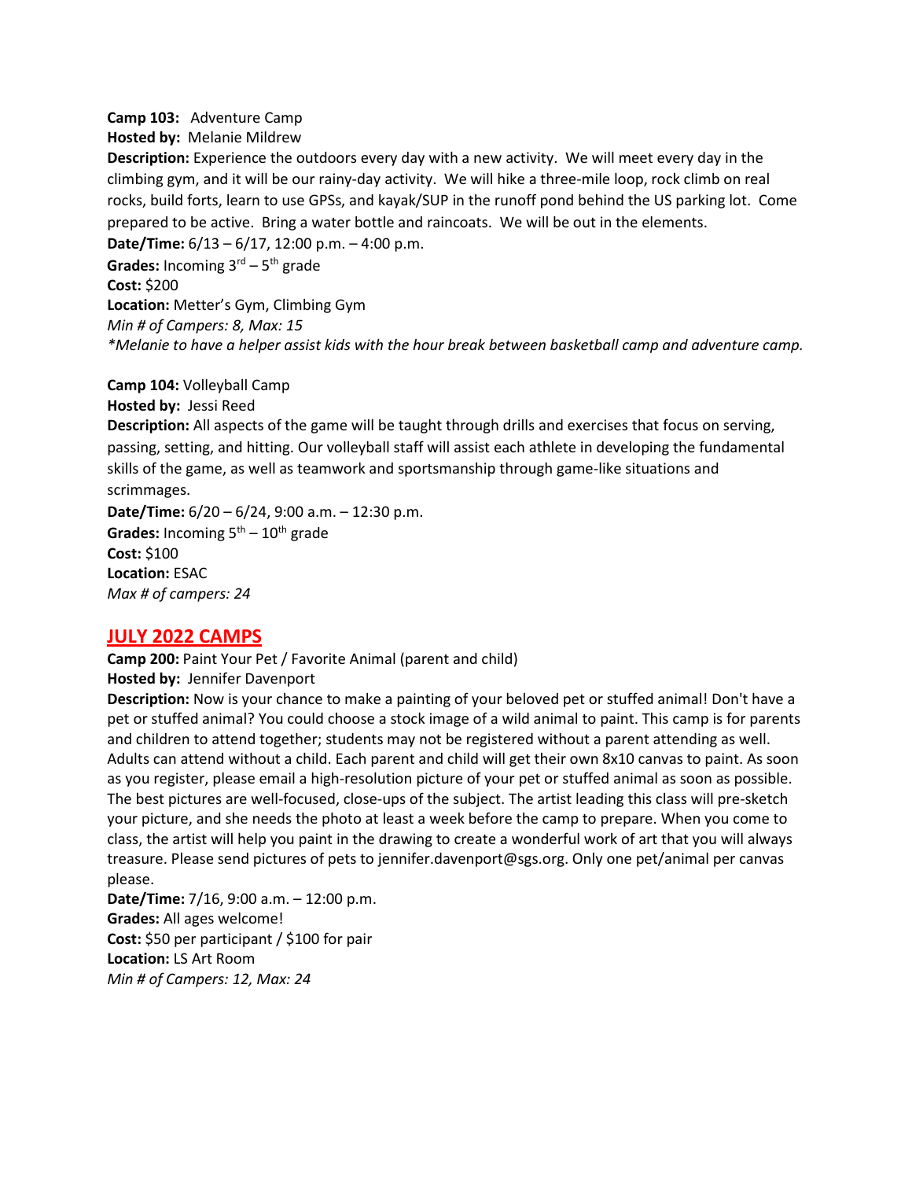**Camp 103:** Adventure Camp
**Hosted by:** Melanie Mildrew
**Description:** Experience the outdoors every day with a new activity. We will meet every day in the climbing gym, and it will be our rainy-day activity. We will hike a three-mile loop, rock climb on real rocks, build forts, learn to use GPSs, and kayak/SUP in the runoff pond behind the US parking lot. Come prepared to be active. Bring a water bottle and raincoats. We will be out in the elements.
**Date/Time:** 6/13 – 6/17, 12:00 p.m. – 4:00 p.m.
**Grades:** Incoming 3rd – 5th grade
**Cost:** $200
**Location:** Metter's Gym, Climbing Gym
*Min # of Campers: 8, Max: 15*
*\*Melanie to have a helper assist kids with the hour break between basketball camp and adventure camp.*

**Camp 104:** Volleyball Camp
**Hosted by:** Jessi Reed
**Description:** All aspects of the game will be taught through drills and exercises that focus on serving, passing, setting, and hitting. Our volleyball staff will assist each athlete in developing the fundamental skills of the game, as well as teamwork and sportsmanship through game-like situations and scrimmages.
**Date/Time:** 6/20 – 6/24, 9:00 a.m. – 12:30 p.m.
**Grades:** Incoming 5th – 10th grade
**Cost:** $100
**Location:** ESAC
*Max # of campers: 24*

## JULY 2022 CAMPS

**Camp 200:** Paint Your Pet / Favorite Animal (parent and child)
**Hosted by:** Jennifer Davenport
**Description:** Now is your chance to make a painting of your beloved pet or stuffed animal! Don't have a pet or stuffed animal? You could choose a stock image of a wild animal to paint. This camp is for parents and children to attend together; students may not be registered without a parent attending as well. Adults can attend without a child. Each parent and child will get their own 8x10 canvas to paint. As soon as you register, please email a high-resolution picture of your pet or stuffed animal as soon as possible. The best pictures are well-focused, close-ups of the subject. The artist leading this class will pre-sketch your picture, and she needs the photo at least a week before the camp to prepare. When you come to class, the artist will help you paint in the drawing to create a wonderful work of art that you will always treasure. Please send pictures of pets to jennifer.davenport@sgs.org. Only one pet/animal per canvas please.
**Date/Time:** 7/16, 9:00 a.m. – 12:00 p.m.
**Grades:** All ages welcome!
**Cost:** $50 per participant / $100 for pair
**Location:** LS Art Room
*Min # of Campers: 12, Max: 24*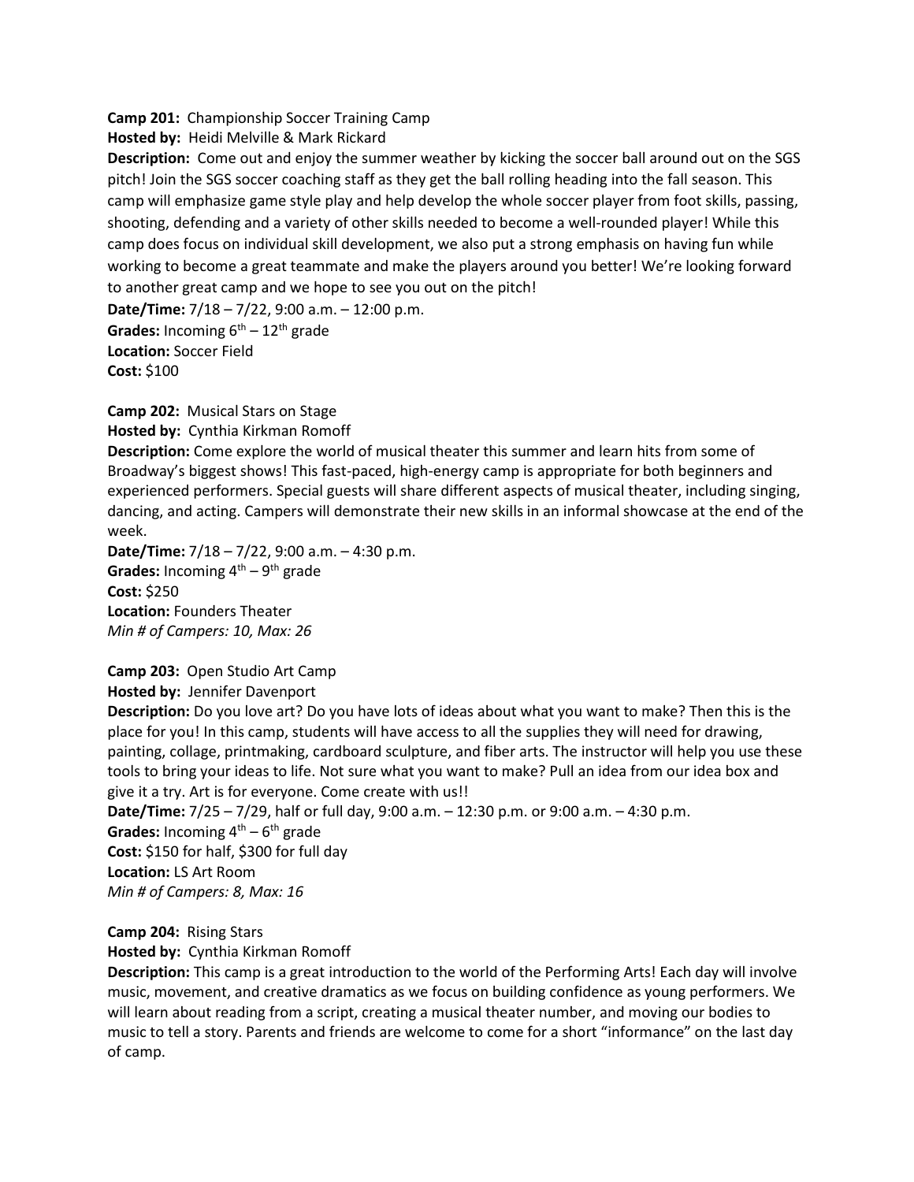**Camp 201:** Championship Soccer Training Camp

**Hosted by:** Heidi Melville & Mark Rickard

**Description:** Come out and enjoy the summer weather by kicking the soccer ball around out on the SGS pitch! Join the SGS soccer coaching staff as they get the ball rolling heading into the fall season. This camp will emphasize game style play and help develop the whole soccer player from foot skills, passing, shooting, defending and a variety of other skills needed to become a well-rounded player! While this camp does focus on individual skill development, we also put a strong emphasis on having fun while working to become a great teammate and make the players around you better! We're looking forward to another great camp and we hope to see you out on the pitch!

**Date/Time:** 7/18 – 7/22, 9:00 a.m. – 12:00 p.m.

**Grades:** Incoming 6th – 12th grade

**Location:** Soccer Field

**Cost:** $100

**Camp 202:** Musical Stars on Stage

**Hosted by:** Cynthia Kirkman Romoff

**Description:** Come explore the world of musical theater this summer and learn hits from some of Broadway's biggest shows! This fast-paced, high-energy camp is appropriate for both beginners and experienced performers. Special guests will share different aspects of musical theater, including singing, dancing, and acting. Campers will demonstrate their new skills in an informal showcase at the end of the week.

**Date/Time:** 7/18 – 7/22, 9:00 a.m. – 4:30 p.m.

**Grades:** Incoming 4th – 9th grade

**Cost:** $250

**Location:** Founders Theater

*Min # of Campers: 10, Max: 26*

**Camp 203:** Open Studio Art Camp

**Hosted by:** Jennifer Davenport

**Description:** Do you love art? Do you have lots of ideas about what you want to make? Then this is the place for you! In this camp, students will have access to all the supplies they will need for drawing, painting, collage, printmaking, cardboard sculpture, and fiber arts. The instructor will help you use these tools to bring your ideas to life. Not sure what you want to make? Pull an idea from our idea box and give it a try. Art is for everyone. Come create with us!!

**Date/Time:** 7/25 – 7/29, half or full day, 9:00 a.m. – 12:30 p.m. or 9:00 a.m. – 4:30 p.m.

**Grades:** Incoming 4th – 6th grade

**Cost:** $150 for half, $300 for full day

**Location:** LS Art Room

*Min # of Campers: 8, Max: 16*

**Camp 204:** Rising Stars

**Hosted by:** Cynthia Kirkman Romoff

**Description:** This camp is a great introduction to the world of the Performing Arts! Each day will involve music, movement, and creative dramatics as we focus on building confidence as young performers. We will learn about reading from a script, creating a musical theater number, and moving our bodies to music to tell a story. Parents and friends are welcome to come for a short "informance" on the last day of camp.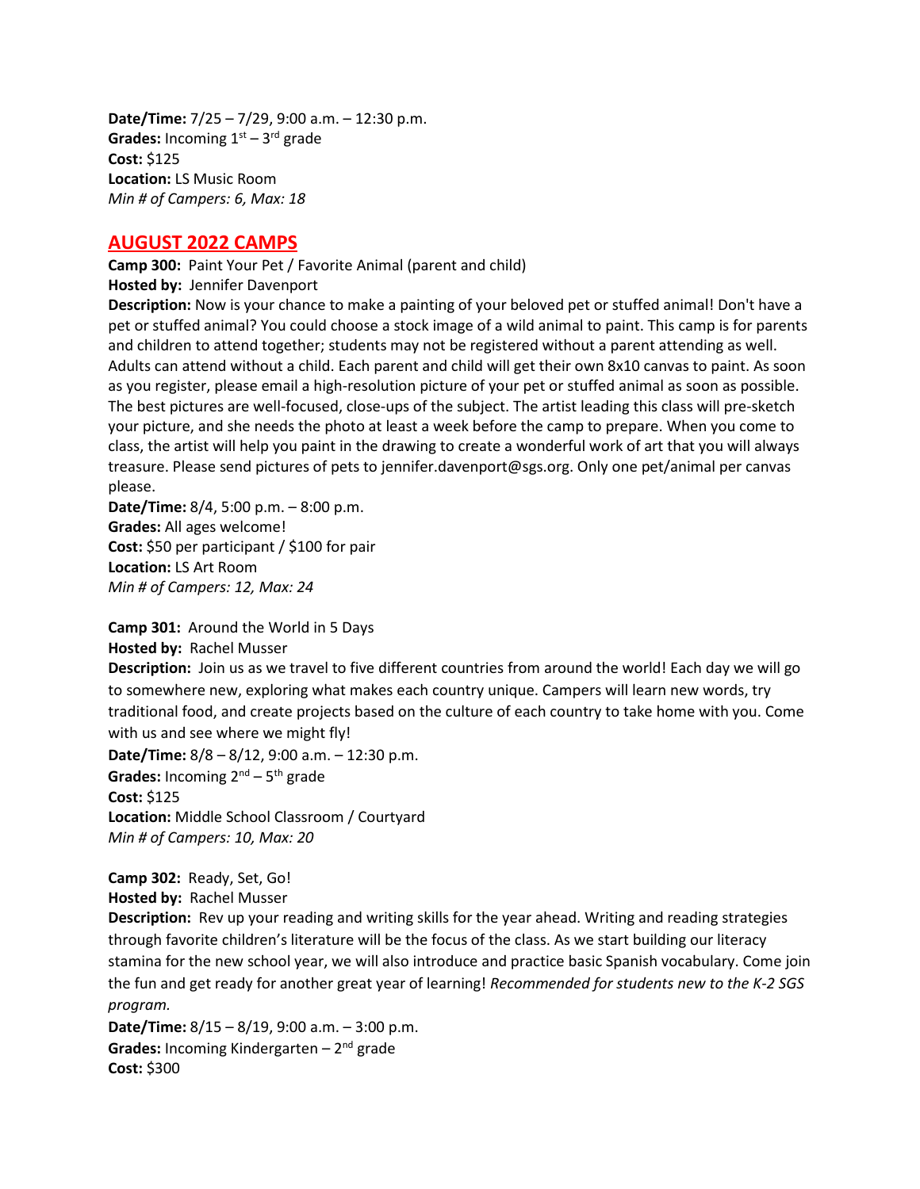**Date/Time:** 7/25 – 7/29, 9:00 a.m. – 12:30 p.m.
**Grades:** Incoming 1st – 3rd grade
**Cost:** $125
**Location:** LS Music Room
*Min # of Campers: 6, Max: 18*

## AUGUST 2022 CAMPS

**Camp 300:** Paint Your Pet / Favorite Animal (parent and child)
**Hosted by:** Jennifer Davenport
**Description:** Now is your chance to make a painting of your beloved pet or stuffed animal! Don't have a pet or stuffed animal? You could choose a stock image of a wild animal to paint. This camp is for parents and children to attend together; students may not be registered without a parent attending as well. Adults can attend without a child. Each parent and child will get their own 8x10 canvas to paint. As soon as you register, please email a high-resolution picture of your pet or stuffed animal as soon as possible. The best pictures are well-focused, close-ups of the subject. The artist leading this class will pre-sketch your picture, and she needs the photo at least a week before the camp to prepare. When you come to class, the artist will help you paint in the drawing to create a wonderful work of art that you will always treasure. Please send pictures of pets to jennifer.davenport@sgs.org. Only one pet/animal per canvas please.
**Date/Time:** 8/4, 5:00 p.m. – 8:00 p.m.
**Grades:** All ages welcome!
**Cost:** $50 per participant / $100 for pair
**Location:** LS Art Room
*Min # of Campers: 12, Max: 24*

**Camp 301:** Around the World in 5 Days
**Hosted by:** Rachel Musser
**Description:** Join us as we travel to five different countries from around the world! Each day we will go to somewhere new, exploring what makes each country unique. Campers will learn new words, try traditional food, and create projects based on the culture of each country to take home with you. Come with us and see where we might fly!
**Date/Time:** 8/8 – 8/12, 9:00 a.m. – 12:30 p.m.
**Grades:** Incoming 2nd – 5th grade
**Cost:** $125
**Location:** Middle School Classroom / Courtyard
*Min # of Campers: 10, Max: 20*

**Camp 302:** Ready, Set, Go!
**Hosted by:** Rachel Musser
**Description:** Rev up your reading and writing skills for the year ahead. Writing and reading strategies through favorite children's literature will be the focus of the class. As we start building our literacy stamina for the new school year, we will also introduce and practice basic Spanish vocabulary. Come join the fun and get ready for another great year of learning! *Recommended for students new to the K-2 SGS program.*
**Date/Time:** 8/15 – 8/19, 9:00 a.m. – 3:00 p.m.
**Grades:** Incoming Kindergarten – 2nd grade
**Cost:** $300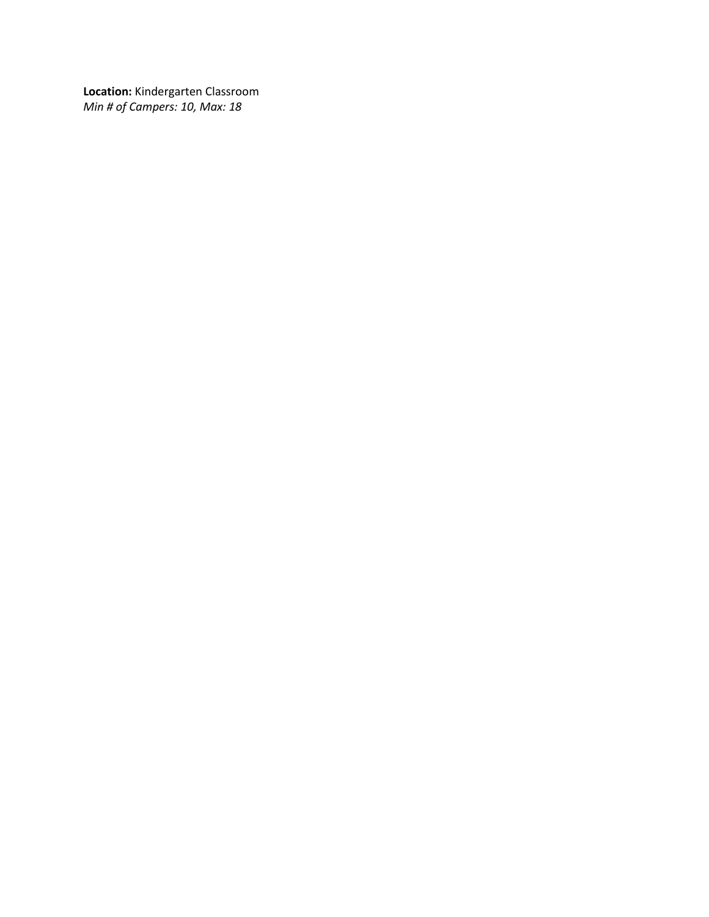**Location:** Kindergarten Classroom
*Min # of Campers: 10, Max: 18*